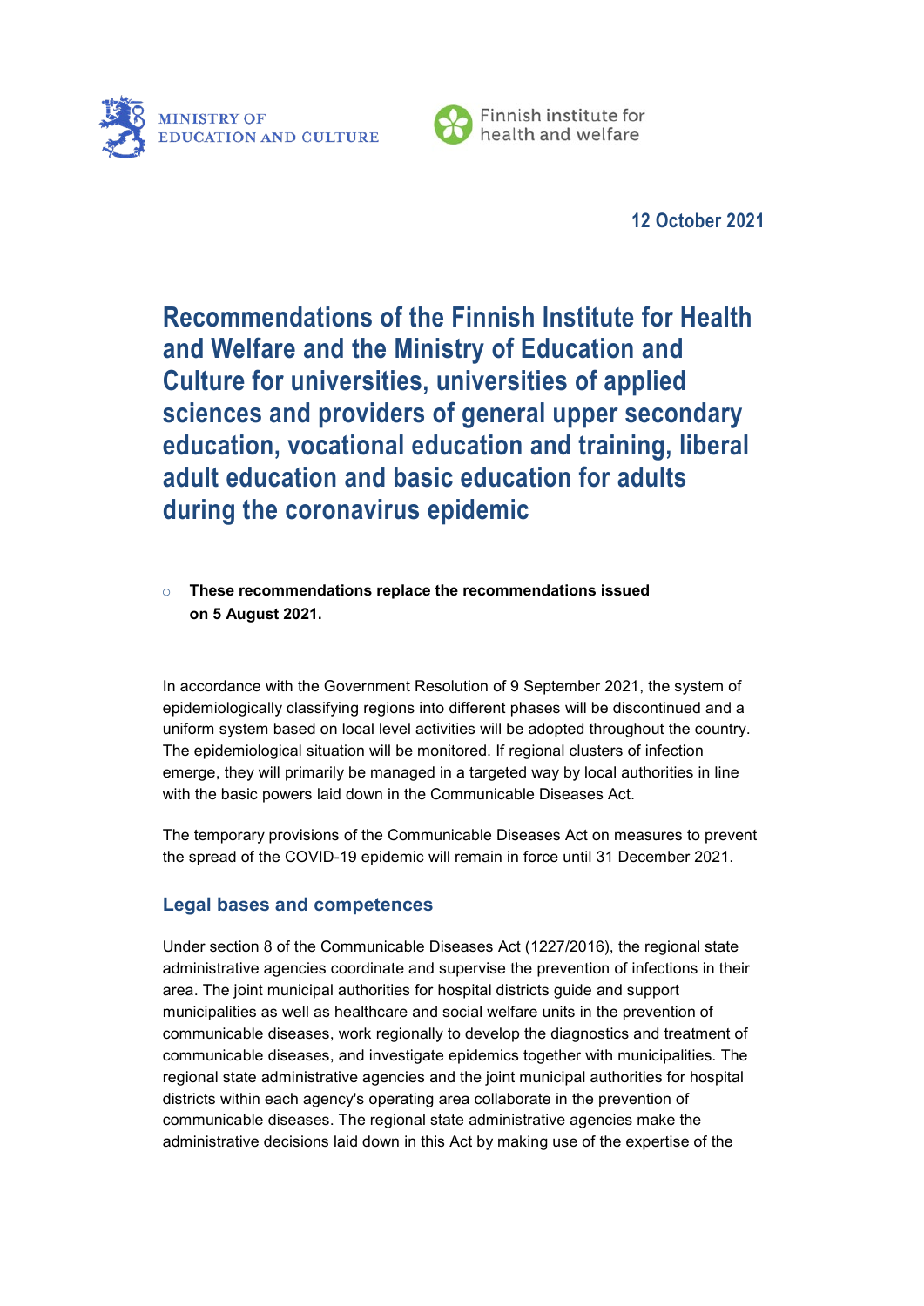MINISTRY OF EDUCATION AND CULTURE

Finnish institute for health and welfare

**12 October 2021**

# Recommendations of the Finnish Institute for Health and Welfare and the Ministry of Education and Culture for universities, universities of applied sciences and providers of general upper secondary education, vocational education and training, liberal adult education and basic education for adults during the coronavirus epidemic

- **These recommendations replace the recommendations issued on 5 August 2021.**

In accordance with the Government Resolution of 9 September 2021, the system of epidemiologically classifying regions into different phases will be discontinued and a uniform system based on local level activities will be adopted throughout the country. The epidemiological situation will be monitored. If regional clusters of infection emerge, they will primarily be managed in a targeted way by local authorities in line with the basic powers laid down in the Communicable Diseases Act.

The temporary provisions of the Communicable Diseases Act on measures to prevent the spread of the COVID-19 epidemic will remain in force until 31 December 2021.

## Legal bases and competences

Under section 8 of the Communicable Diseases Act (1227/2016), the regional state administrative agencies coordinate and supervise the prevention of infections in their area. The joint municipal authorities for hospital districts guide and support municipalities as well as healthcare and social welfare units in the prevention of communicable diseases, work regionally to develop the diagnostics and treatment of communicable diseases, and investigate epidemics together with municipalities. The regional state administrative agencies and the joint municipal authorities for hospital districts within each agency's operating area collaborate in the prevention of communicable diseases. The regional state administrative agencies make the administrative decisions laid down in this Act by making use of the expertise of the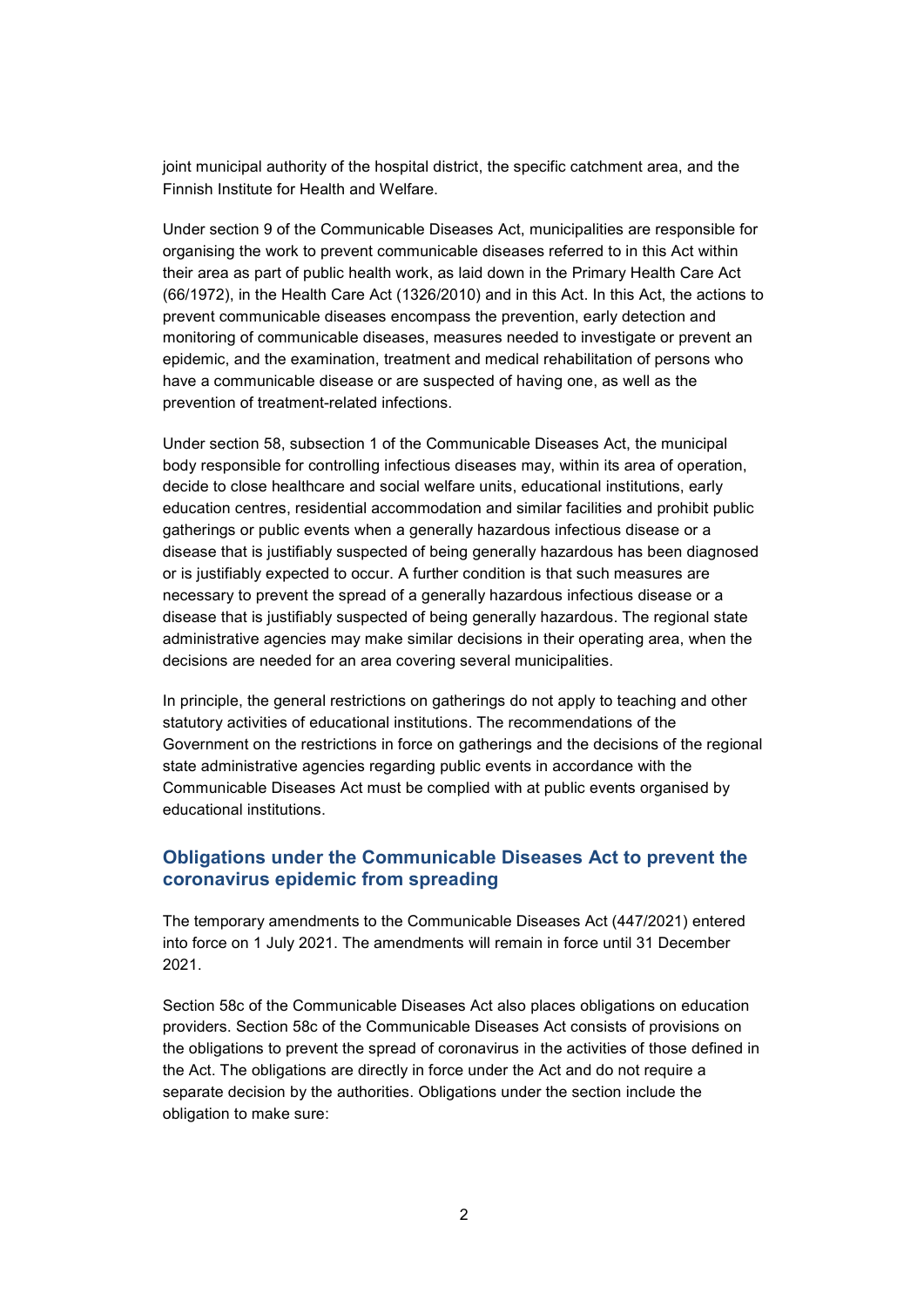joint municipal authority of the hospital district, the specific catchment area, and the Finnish Institute for Health and Welfare.

Under section 9 of the Communicable Diseases Act, municipalities are responsible for organising the work to prevent communicable diseases referred to in this Act within their area as part of public health work, as laid down in the Primary Health Care Act (66/1972), in the Health Care Act (1326/2010) and in this Act. In this Act, the actions to prevent communicable diseases encompass the prevention, early detection and monitoring of communicable diseases, measures needed to investigate or prevent an epidemic, and the examination, treatment and medical rehabilitation of persons who have a communicable disease or are suspected of having one, as well as the prevention of treatment-related infections.

Under section 58, subsection 1 of the Communicable Diseases Act, the municipal body responsible for controlling infectious diseases may, within its area of operation, decide to close healthcare and social welfare units, educational institutions, early education centres, residential accommodation and similar facilities and prohibit public gatherings or public events when a generally hazardous infectious disease or a disease that is justifiably suspected of being generally hazardous has been diagnosed or is justifiably expected to occur. A further condition is that such measures are necessary to prevent the spread of a generally hazardous infectious disease or a disease that is justifiably suspected of being generally hazardous. The regional state administrative agencies may make similar decisions in their operating area, when the decisions are needed for an area covering several municipalities.

In principle, the general restrictions on gatherings do not apply to teaching and other statutory activities of educational institutions. The recommendations of the Government on the restrictions in force on gatherings and the decisions of the regional state administrative agencies regarding public events in accordance with the Communicable Diseases Act must be complied with at public events organised by educational institutions.

## Obligations under the Communicable Diseases Act to prevent the coronavirus epidemic from spreading

The temporary amendments to the Communicable Diseases Act (447/2021) entered into force on 1 July 2021. The amendments will remain in force until 31 December 2021.

Section 58c of the Communicable Diseases Act also places obligations on education providers. Section 58c of the Communicable Diseases Act consists of provisions on the obligations to prevent the spread of coronavirus in the activities of those defined in the Act. The obligations are directly in force under the Act and do not require a separate decision by the authorities. Obligations under the section include the obligation to make sure: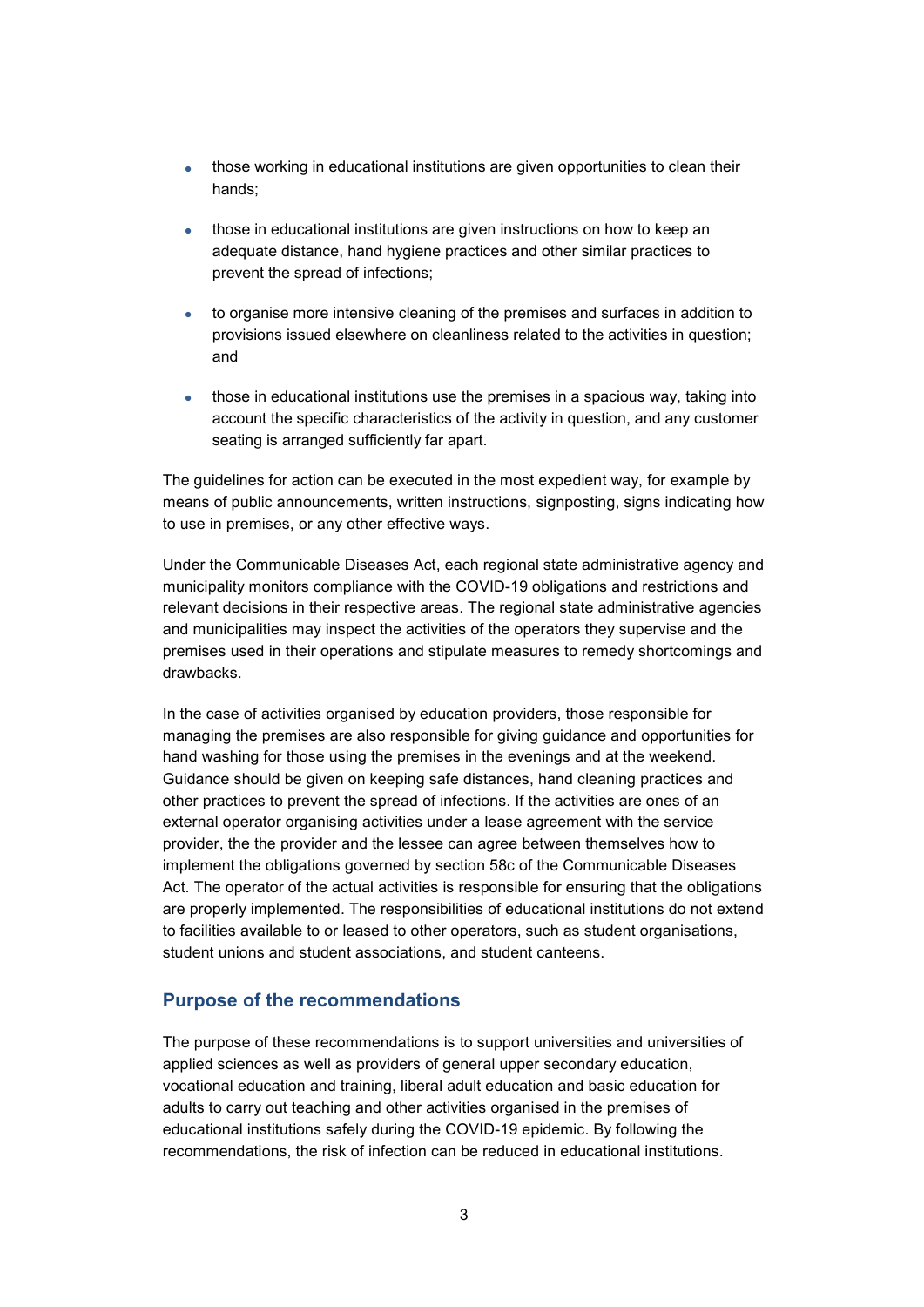- those working in educational institutions are given opportunities to clean their hands;
- those in educational institutions are given instructions on how to keep an adequate distance, hand hygiene practices and other similar practices to prevent the spread of infections;
- to organise more intensive cleaning of the premises and surfaces in addition to provisions issued elsewhere on cleanliness related to the activities in question; and
- those in educational institutions use the premises in a spacious way, taking into account the specific characteristics of the activity in question, and any customer seating is arranged sufficiently far apart.

The guidelines for action can be executed in the most expedient way, for example by means of public announcements, written instructions, signposting, signs indicating how to use in premises, or any other effective ways.

Under the Communicable Diseases Act, each regional state administrative agency and municipality monitors compliance with the COVID-19 obligations and restrictions and relevant decisions in their respective areas. The regional state administrative agencies and municipalities may inspect the activities of the operators they supervise and the premises used in their operations and stipulate measures to remedy shortcomings and drawbacks.

In the case of activities organised by education providers, those responsible for managing the premises are also responsible for giving guidance and opportunities for hand washing for those using the premises in the evenings and at the weekend. Guidance should be given on keeping safe distances, hand cleaning practices and other practices to prevent the spread of infections. If the activities are ones of an external operator organising activities under a lease agreement with the service provider, the the provider and the lessee can agree between themselves how to implement the obligations governed by section 58c of the Communicable Diseases Act. The operator of the actual activities is responsible for ensuring that the obligations are properly implemented. The responsibilities of educational institutions do not extend to facilities available to or leased to other operators, such as student organisations, student unions and student associations, and student canteens.

## Purpose of the recommendations

The purpose of these recommendations is to support universities and universities of applied sciences as well as providers of general upper secondary education, vocational education and training, liberal adult education and basic education for adults to carry out teaching and other activities organised in the premises of educational institutions safely during the COVID-19 epidemic. By following the recommendations, the risk of infection can be reduced in educational institutions.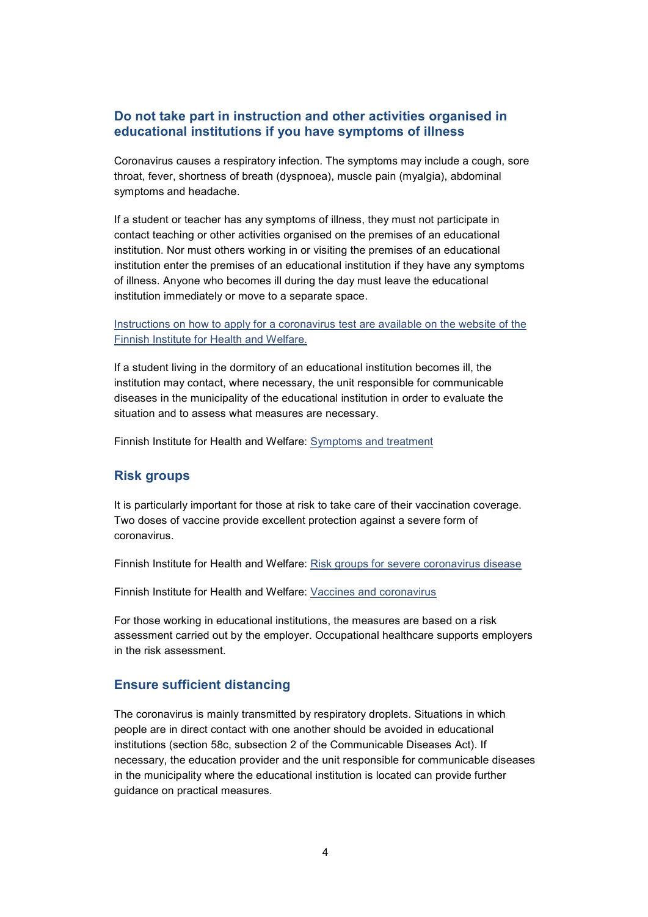## Do not take part in instruction and other activities organised in educational institutions if you have symptoms of illness

Coronavirus causes a respiratory infection. The symptoms may include a cough, sore throat, fever, shortness of breath (dyspnoea), muscle pain (myalgia), abdominal symptoms and headache.

If a student or teacher has any symptoms of illness, they must not participate in contact teaching or other activities organised on the premises of an educational institution. Nor must others working in or visiting the premises of an educational institution enter the premises of an educational institution if they have any symptoms of illness. Anyone who becomes ill during the day must leave the educational institution immediately or move to a separate space.

Instructions on how to apply for a coronavirus test are available on the website of the Finnish Institute for Health and Welfare.

If a student living in the dormitory of an educational institution becomes ill, the institution may contact, where necessary, the unit responsible for communicable diseases in the municipality of the educational institution in order to evaluate the situation and to assess what measures are necessary.

Finnish Institute for Health and Welfare: Symptoms and treatment

## Risk groups

It is particularly important for those at risk to take care of their vaccination coverage. Two doses of vaccine provide excellent protection against a severe form of coronavirus.

Finnish Institute for Health and Welfare: Risk groups for severe coronavirus disease

Finnish Institute for Health and Welfare: Vaccines and coronavirus

For those working in educational institutions, the measures are based on a risk assessment carried out by the employer. Occupational healthcare supports employers in the risk assessment.

## Ensure sufficient distancing

The coronavirus is mainly transmitted by respiratory droplets. Situations in which people are in direct contact with one another should be avoided in educational institutions (section 58c, subsection 2 of the Communicable Diseases Act). If necessary, the education provider and the unit responsible for communicable diseases in the municipality where the educational institution is located can provide further guidance on practical measures.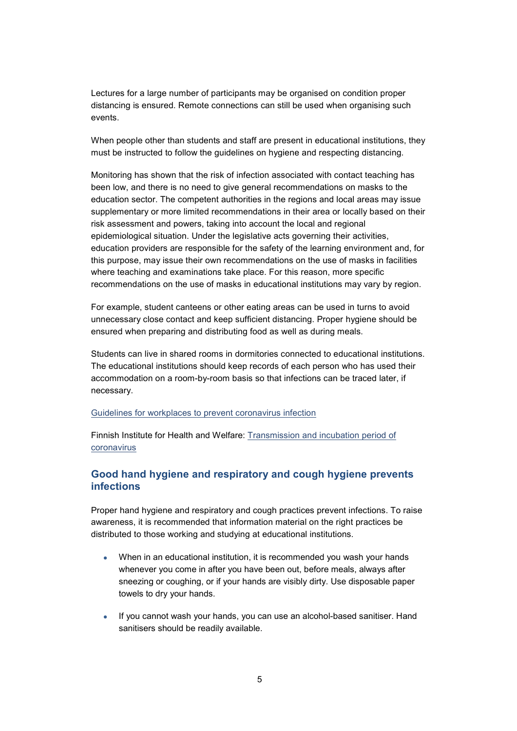Lectures for a large number of participants may be organised on condition proper distancing is ensured. Remote connections can still be used when organising such events.

When people other than students and staff are present in educational institutions, they must be instructed to follow the guidelines on hygiene and respecting distancing.

Monitoring has shown that the risk of infection associated with contact teaching has been low, and there is no need to give general recommendations on masks to the education sector. The competent authorities in the regions and local areas may issue supplementary or more limited recommendations in their area or locally based on their risk assessment and powers, taking into account the local and regional epidemiological situation. Under the legislative acts governing their activities, education providers are responsible for the safety of the learning environment and, for this purpose, may issue their own recommendations on the use of masks in facilities where teaching and examinations take place. For this reason, more specific recommendations on the use of masks in educational institutions may vary by region.

For example, student canteens or other eating areas can be used in turns to avoid unnecessary close contact and keep sufficient distancing. Proper hygiene should be ensured when preparing and distributing food as well as during meals.

Students can live in shared rooms in dormitories connected to educational institutions. The educational institutions should keep records of each person who has used their accommodation on a room-by-room basis so that infections can be traced later, if necessary.

Guidelines for workplaces to prevent coronavirus infection

Finnish Institute for Health and Welfare: Transmission and incubation period of coronavirus

## Good hand hygiene and respiratory and cough hygiene prevents infections

Proper hand hygiene and respiratory and cough practices prevent infections. To raise awareness, it is recommended that information material on the right practices be distributed to those working and studying at educational institutions.

- When in an educational institution, it is recommended you wash your hands whenever you come in after you have been out, before meals, always after sneezing or coughing, or if your hands are visibly dirty. Use disposable paper towels to dry your hands.
- If you cannot wash your hands, you can use an alcohol-based sanitiser. Hand sanitisers should be readily available.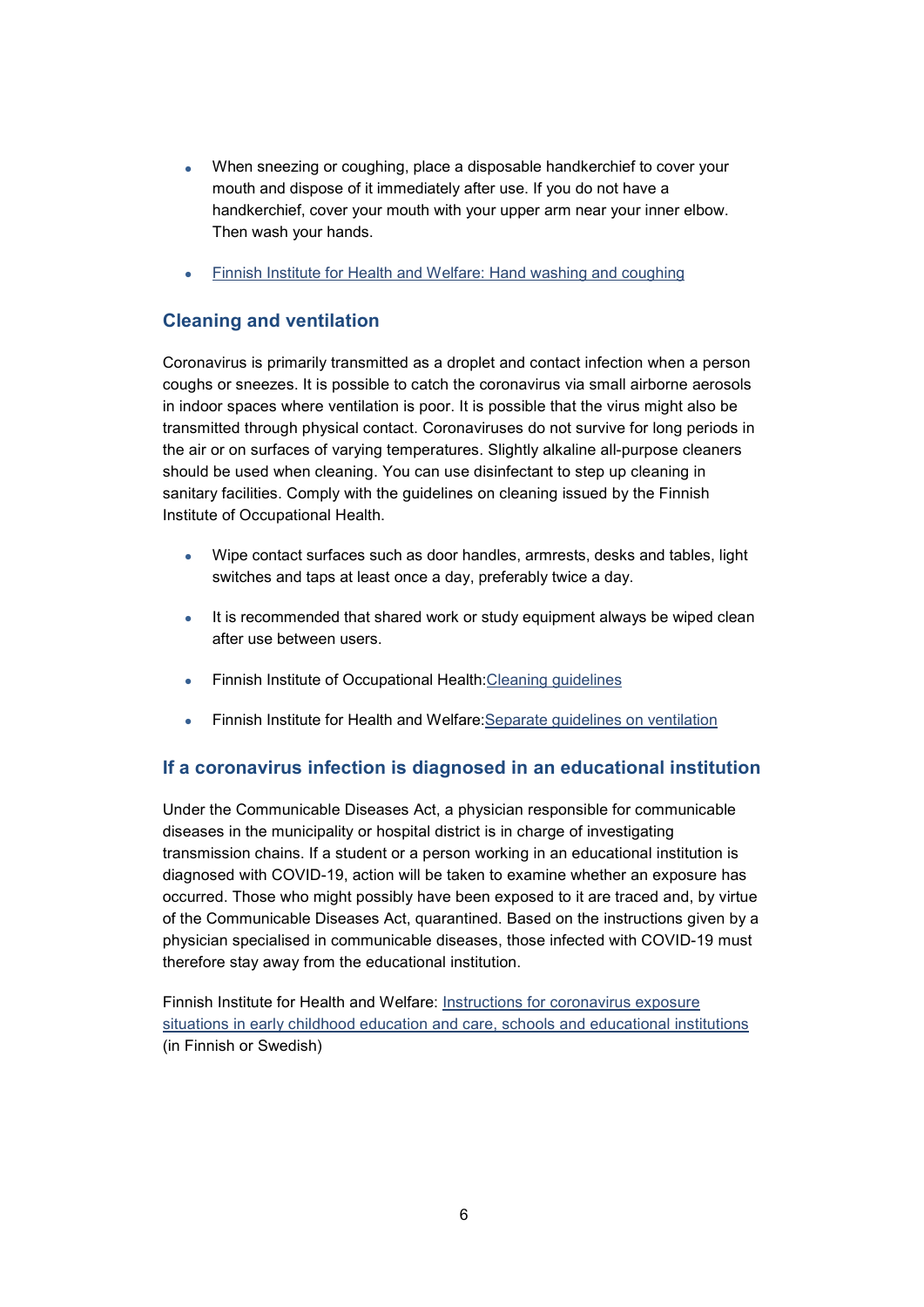- When sneezing or coughing, place a disposable handkerchief to cover your mouth and dispose of it immediately after use. If you do not have a handkerchief, cover your mouth with your upper arm near your inner elbow. Then wash your hands.
- Finnish Institute for Health and Welfare: Hand washing and coughing

## Cleaning and ventilation

Coronavirus is primarily transmitted as a droplet and contact infection when a person coughs or sneezes. It is possible to catch the coronavirus via small airborne aerosols in indoor spaces where ventilation is poor. It is possible that the virus might also be transmitted through physical contact. Coronaviruses do not survive for long periods in the air or on surfaces of varying temperatures. Slightly alkaline all-purpose cleaners should be used when cleaning. You can use disinfectant to step up cleaning in sanitary facilities. Comply with the guidelines on cleaning issued by the Finnish Institute of Occupational Health.

- Wipe contact surfaces such as door handles, armrests, desks and tables, light switches and taps at least once a day, preferably twice a day.
- It is recommended that shared work or study equipment always be wiped clean after use between users.
- Finnish Institute of Occupational Health:Cleaning guidelines
- Finnish Institute for Health and Welfare:Separate guidelines on ventilation

## If a coronavirus infection is diagnosed in an educational institution

Under the Communicable Diseases Act, a physician responsible for communicable diseases in the municipality or hospital district is in charge of investigating transmission chains. If a student or a person working in an educational institution is diagnosed with COVID-19, action will be taken to examine whether an exposure has occurred. Those who might possibly have been exposed to it are traced and, by virtue of the Communicable Diseases Act, quarantined. Based on the instructions given by a physician specialised in communicable diseases, those infected with COVID-19 must therefore stay away from the educational institution.

Finnish Institute for Health and Welfare: Instructions for coronavirus exposure situations in early childhood education and care, schools and educational institutions (in Finnish or Swedish)